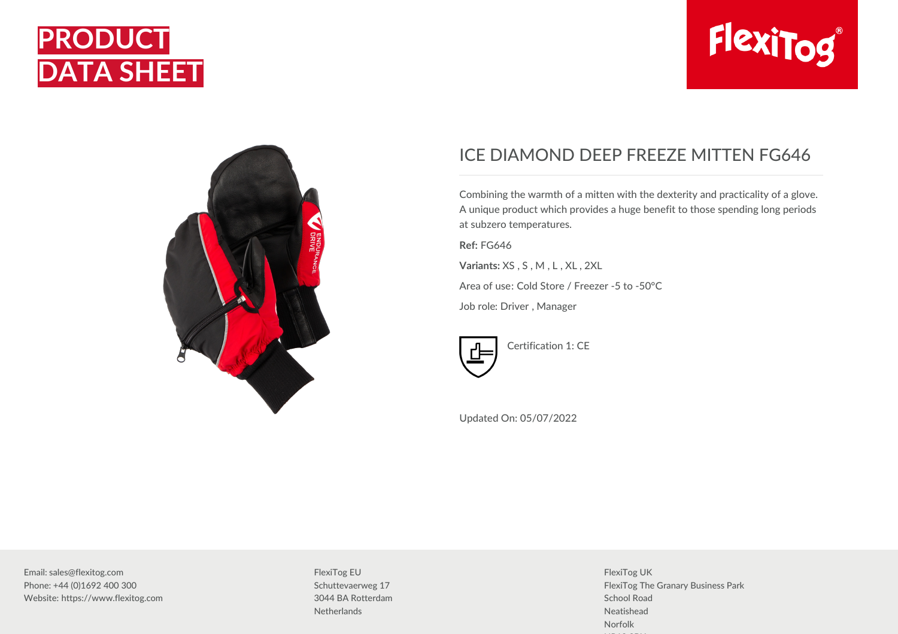# PRODUCT DATA SHEET

FlexiTog®

## ICE DIAMOND DEEP FREEZE MITTEN FG646

Combining the warmth of a mitten with the dexterity and practicality of a glove. A unique product which provides a huge benefit to those spending long periods at subzero temperatures.

**Ref:** FG646

**Variants:** XS , S , M , L , XL , 2XL

Area of use: Cold Store / Freezer -5 to -50°C

Job role: Driver , Manager

Certification 1: CE

Updated On: 05/07/2022

Email: sales@flexitog.com
Phone: +44 (0)1692 400 300
Website: https://www.flexitog.com

FlexiTog EU
Schuttevaerweg 17
3044 BA Rotterdam
Netherlands

FlexiTog UK
FlexiTog The Granary Business Park
School Road
Neatishead
Norfolk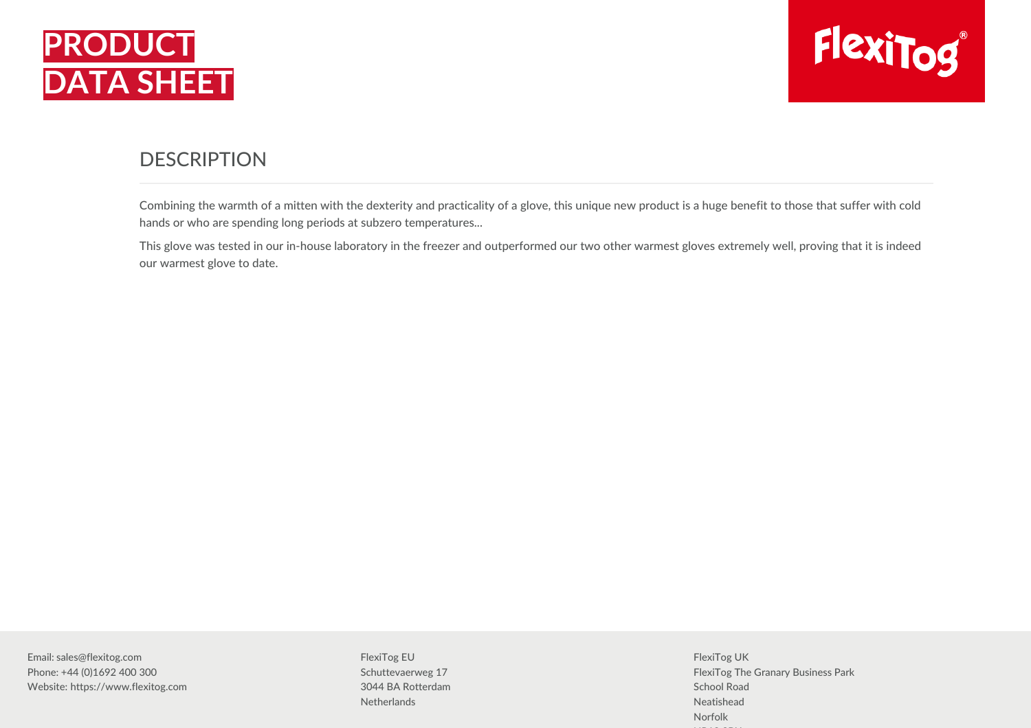# PRODUCT DATA SHEET

## DESCRIPTION

Combining the warmth of a mitten with the dexterity and practicality of a glove, this unique new product is a huge benefit to those that suffer with cold hands or who are spending long periods at subzero temperatures...

This glove was tested in our in-house laboratory in the freezer and outperformed our two other warmest gloves extremely well, proving that it is indeed our warmest glove to date.